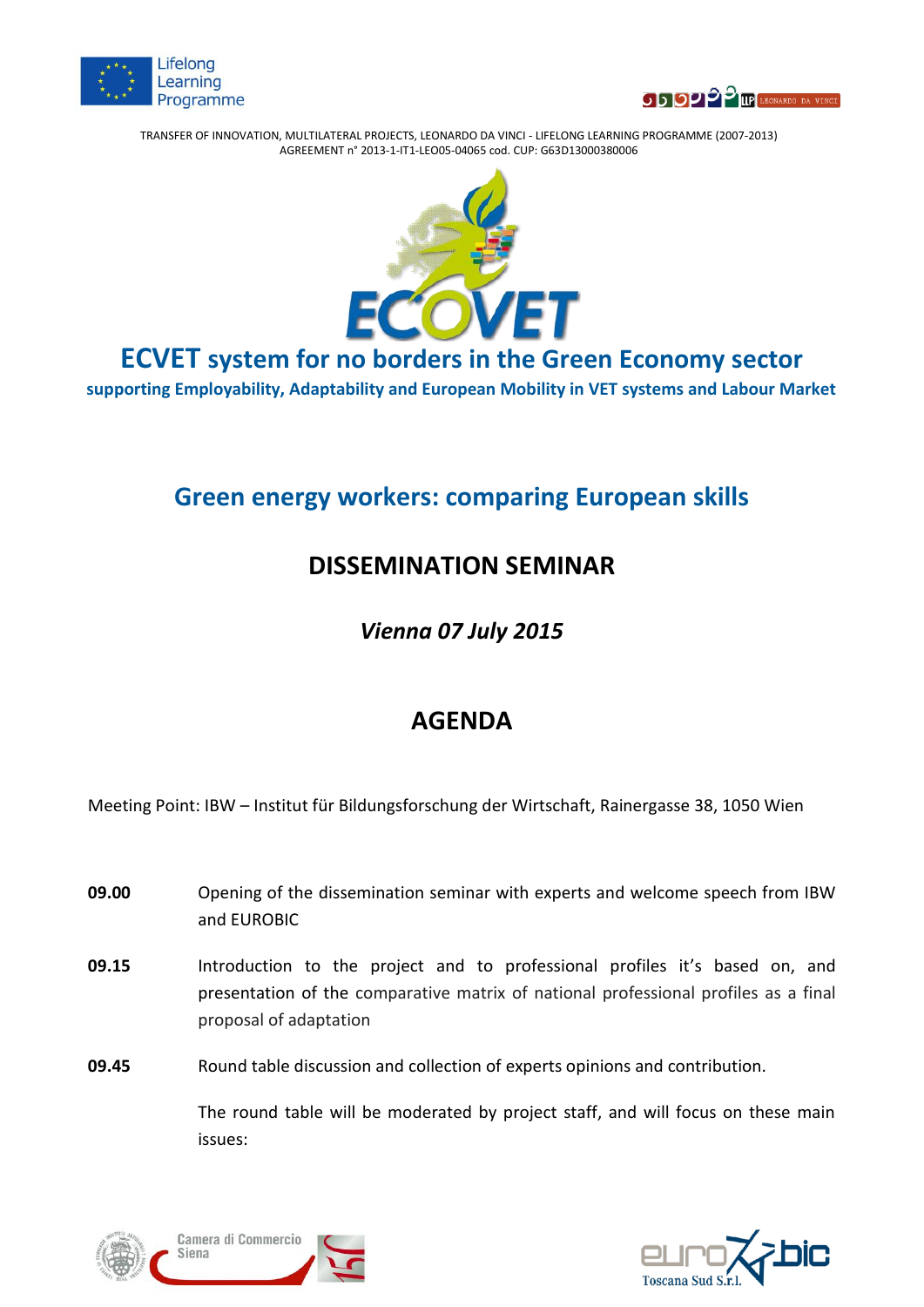TRANSFER OF INNOVATION, MULTILATERAL PROJECTS, LEONARDO DA VINCI - LIFELONG LEARNING PROGRAMME (2007-2013)
AGREEMENT n° 2013-1-IT1-LEO05-04065 cod. CUP: G63D13000380006

# ECVET system for no borders in the Green Economy sector

**supporting Employability, Adaptability and European Mobility in VET systems and Labour Market**

## Green energy workers: comparing European skills

## DISSEMINATION SEMINAR

### *Vienna 07 July 2015*

## AGENDA

Meeting Point: IBW – Institut für Bildungsforschung der Wirtschaft, Rainergasse 38, 1050 Wien

**09.00** Opening of the dissemination seminar with experts and welcome speech from IBW and EUROBIC

**09.15** Introduction to the project and to professional profiles it's based on, and presentation of the comparative matrix of national professional profiles as a final proposal of adaptation

**09.45** Round table discussion and collection of experts opinions and contribution.

The round table will be moderated by project staff, and will focus on these main issues: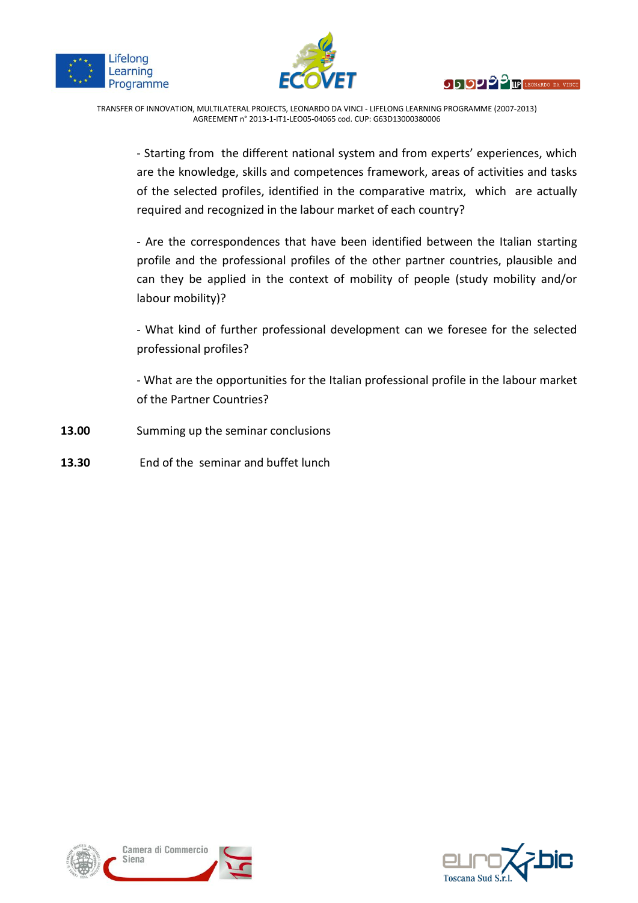- Starting from the different national system and from experts' experiences, which are the knowledge, skills and competences framework, areas of activities and tasks of the selected profiles, identified in the comparative matrix, which are actually required and recognized in the labour market of each country?

- Are the correspondences that have been identified between the Italian starting profile and the professional profiles of the other partner countries, plausible and can they be applied in the context of mobility of people (study mobility and/or labour mobility)?

- What kind of further professional development can we foresee for the selected professional profiles?

- What are the opportunities for the Italian professional profile in the labour market of the Partner Countries?

**13.00** Summing up the seminar conclusions

**13.30** End of the seminar and buffet lunch